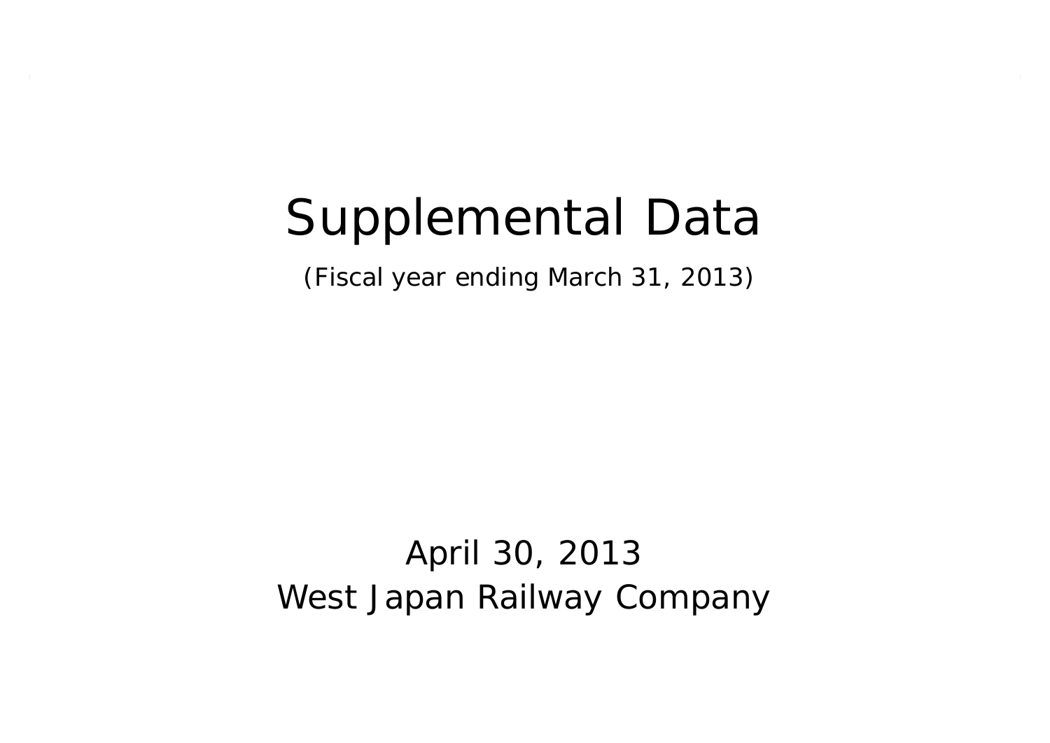# Supplemental Data

(Fiscal year ending March 31, 2013)

April 30, 2013

West Japan Railway Company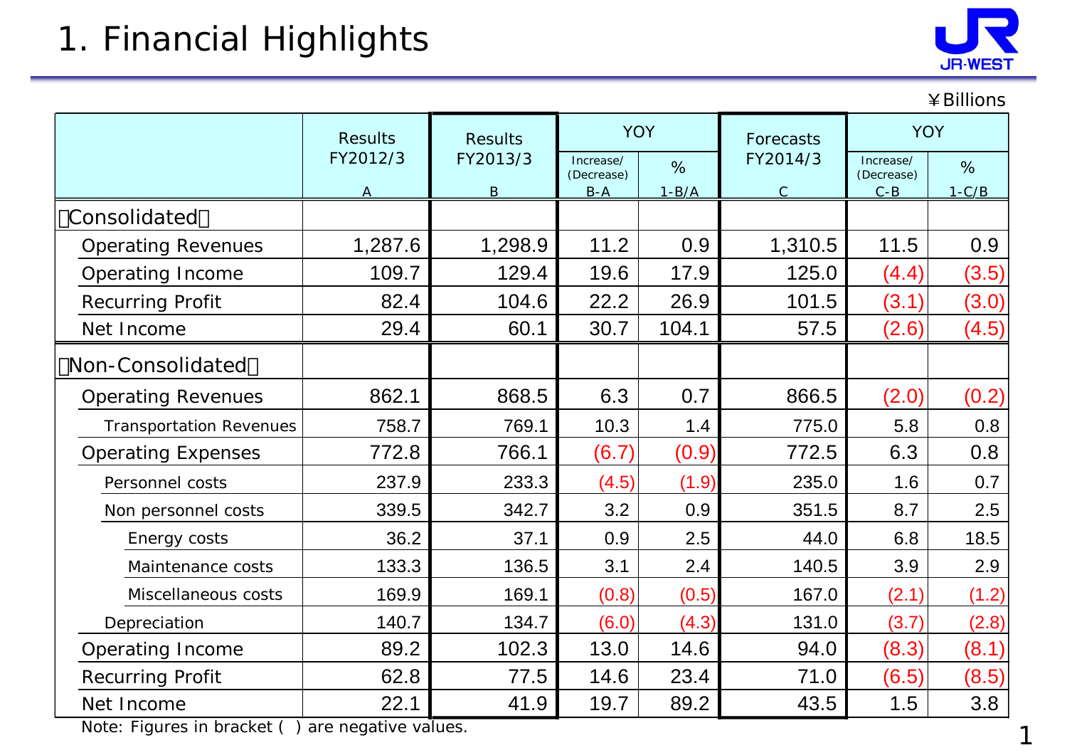# 1. Financial Highlights

¥Billions

| | Results FY2012/3 A | Results FY2013/3 B | YOY Increase/ (Decrease) B-A | YOY % 1-B/A | Forecasts FY2014/3 C | YOY Increase/ (Decrease) C-B | YOY % 1-C/B |
|---|---|---|---|---|---|---|---|
| 【Consolidated】 | | | | | | | |
| Operating Revenues | 1,287.6 | 1,298.9 | 11.2 | 0.9 | 1,310.5 | 11.5 | 0.9 |
| Operating Income | 109.7 | 129.4 | 19.6 | 17.9 | 125.0 | (4.4) | (3.5) |
| Recurring Profit | 82.4 | 104.6 | 22.2 | 26.9 | 101.5 | (3.1) | (3.0) |
| Net Income | 29.4 | 60.1 | 30.7 | 104.1 | 57.5 | (2.6) | (4.5) |
| 【Non-Consolidated】 | | | | | | | |
| Operating Revenues | 862.1 | 868.5 | 6.3 | 0.7 | 866.5 | (2.0) | (0.2) |
| Transportation Revenues | 758.7 | 769.1 | 10.3 | 1.4 | 775.0 | 5.8 | 0.8 |
| Operating Expenses | 772.8 | 766.1 | (6.7) | (0.9) | 772.5 | 6.3 | 0.8 |
| Personnel costs | 237.9 | 233.3 | (4.5) | (1.9) | 235.0 | 1.6 | 0.7 |
| Non personnel costs | 339.5 | 342.7 | 3.2 | 0.9 | 351.5 | 8.7 | 2.5 |
| Energy costs | 36.2 | 37.1 | 0.9 | 2.5 | 44.0 | 6.8 | 18.5 |
| Maintenance costs | 133.3 | 136.5 | 3.1 | 2.4 | 140.5 | 3.9 | 2.9 |
| Miscellaneous costs | 169.9 | 169.1 | (0.8) | (0.5) | 167.0 | (2.1) | (1.2) |
| Depreciation | 140.7 | 134.7 | (6.0) | (4.3) | 131.0 | (3.7) | (2.8) |
| Operating Income | 89.2 | 102.3 | 13.0 | 14.6 | 94.0 | (8.3) | (8.1) |
| Recurring Profit | 62.8 | 77.5 | 14.6 | 23.4 | 71.0 | (6.5) | (8.5) |
| Net Income | 22.1 | 41.9 | 19.7 | 89.2 | 43.5 | 1.5 | 3.8 |

Note: Figures in bracket ( ) are negative values.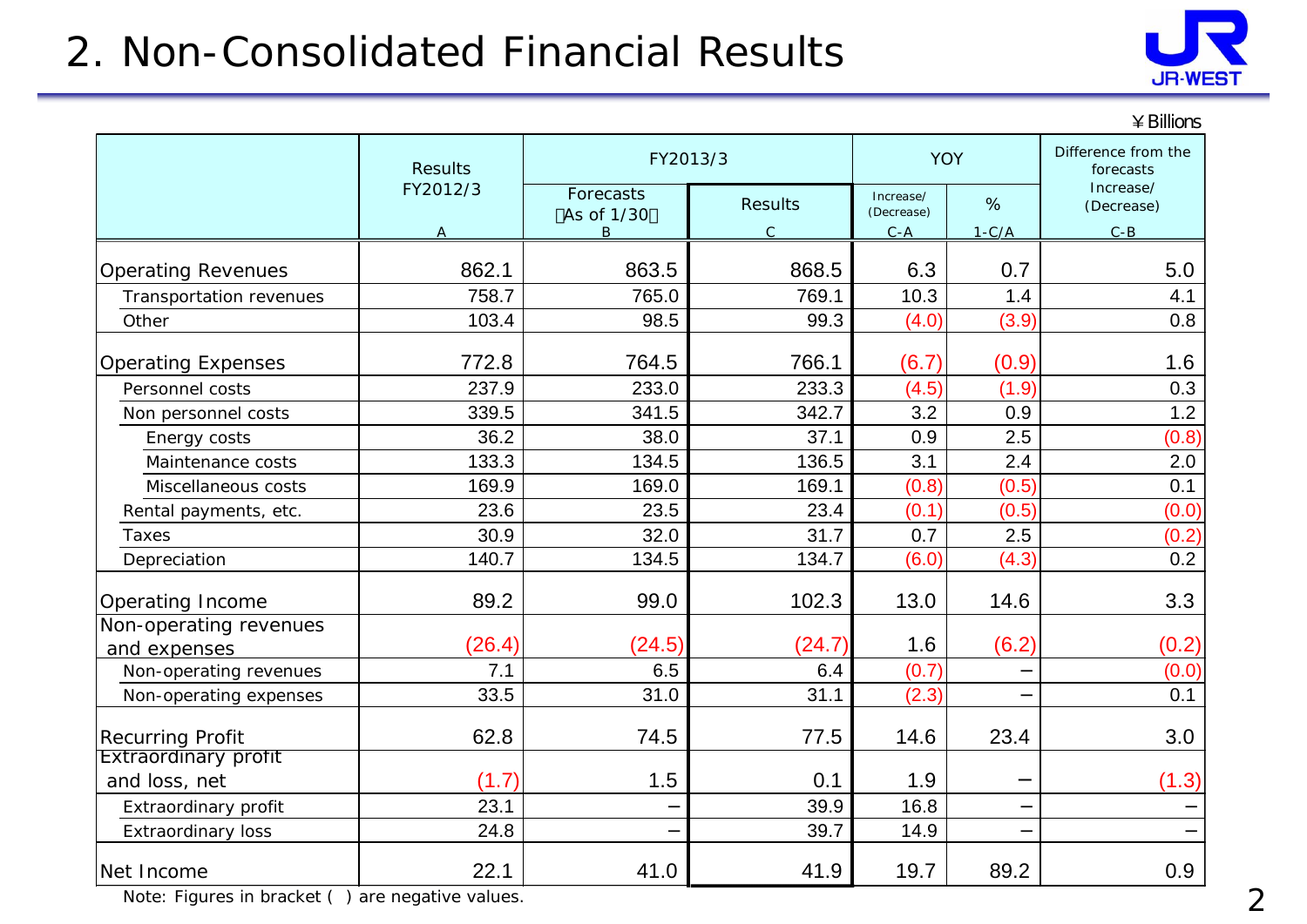# 2. Non-Consolidated Financial Results

¥Billions

| | Results FY2012/3 | FY2013/3 | | YOY | | Difference from the forecasts Increase/(Decrease) |
|---|---|---|---|---|---|---|
| | | Forecasts （As of 1/30） | Results | Increase/(Decrease) | % | |
| | A | B | C | C-A | 1-C/A | C-B |
| Operating Revenues | 862.1 | 863.5 | 868.5 | 6.3 | 0.7 | 5.0 |
| Transportation revenues | 758.7 | 765.0 | 769.1 | 10.3 | 1.4 | 4.1 |
| Other | 103.4 | 98.5 | 99.3 | (4.0) | (3.9) | 0.8 |
| Operating Expenses | 772.8 | 764.5 | 766.1 | (6.7) | (0.9) | 1.6 |
| Personnel costs | 237.9 | 233.0 | 233.3 | (4.5) | (1.9) | 0.3 |
| Non personnel costs | 339.5 | 341.5 | 342.7 | 3.2 | 0.9 | 1.2 |
| Energy costs | 36.2 | 38.0 | 37.1 | 0.9 | 2.5 | (0.8) |
| Maintenance costs | 133.3 | 134.5 | 136.5 | 3.1 | 2.4 | 2.0 |
| Miscellaneous costs | 169.9 | 169.0 | 169.1 | (0.8) | (0.5) | 0.1 |
| Rental payments, etc. | 23.6 | 23.5 | 23.4 | (0.1) | (0.5) | (0.0) |
| Taxes | 30.9 | 32.0 | 31.7 | 0.7 | 2.5 | (0.2) |
| Depreciation | 140.7 | 134.5 | 134.7 | (6.0) | (4.3) | 0.2 |
| Operating Income | 89.2 | 99.0 | 102.3 | 13.0 | 14.6 | 3.3 |
| Non-operating revenues and expenses | (26.4) | (24.5) | (24.7) | 1.6 | (6.2) | (0.2) |
| Non-operating revenues | 7.1 | 6.5 | 6.4 | (0.7) | − | (0.0) |
| Non-operating expenses | 33.5 | 31.0 | 31.1 | (2.3) | − | 0.1 |
| Recurring Profit | 62.8 | 74.5 | 77.5 | 14.6 | 23.4 | 3.0 |
| Extraordinary profit and loss, net | (1.7) | 1.5 | 0.1 | 1.9 | − | (1.3) |
| Extraordinary profit | 23.1 | − | 39.9 | 16.8 | − | − |
| Extraordinary loss | 24.8 | − | 39.7 | 14.9 | − | − |
| Net Income | 22.1 | 41.0 | 41.9 | 19.7 | 89.2 | 0.9 |

Note: Figures in bracket ( ) are negative values.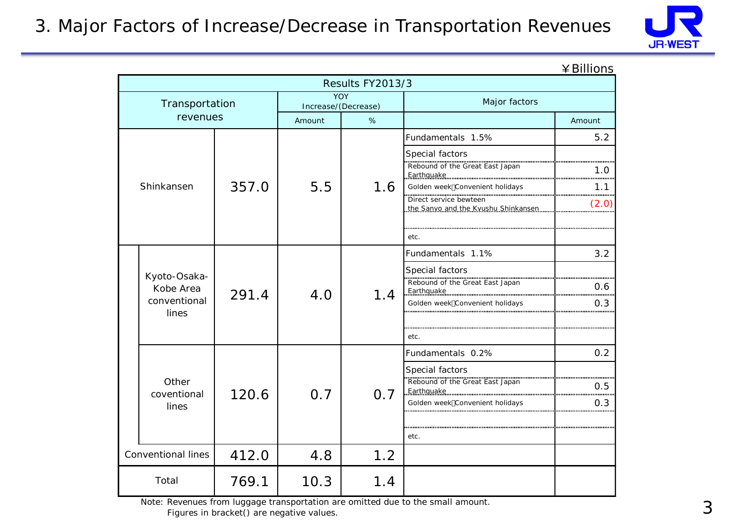# 3. Major Factors of Increase/Decrease in Transportation Revenues

¥Billions

| Transportation revenues | | | YOY Increase/(Decrease) | | Major factors | |
|---|---|---|---|---|---|---|
| | | Results FY2013/3 | Amount | % | | Amount |
| Shinkansen | | 357.0 | 5.5 | 1.6 | Fundamentals 1.5% | 5.2 |
| | | | | | Special factors | |
| | | | | | Rebound of the Great East Japan Earthquake | 1.0 |
| | | | | | Golden week・Convenient holidays | 1.1 |
| | | | | | Direct service bewteen the Sanyo and the Kyushu Shinkansen | (2.0) |
| | | | | | etc. | |
| | Kyoto-Osaka-Kobe Area conventional lines | 291.4 | 4.0 | 1.4 | Fundamentals 1.1% | 3.2 |
| | | | | | Special factors | |
| | | | | | Rebound of the Great East Japan Earthquake | 0.6 |
| | | | | | Golden week・Convenient holidays | 0.3 |
| | | | | | etc. | |
| | Other coventional lines | 120.6 | 0.7 | 0.7 | Fundamentals 0.2% | 0.2 |
| | | | | | Special factors | |
| | | | | | Rebound of the Great East Japan Earthquake | 0.5 |
| | | | | | Golden week・Convenient holidays | 0.3 |
| | | | | | etc. | |
| Conventional lines | | 412.0 | 4.8 | 1.2 | | |
| Total | | 769.1 | 10.3 | 1.4 | | |

Note: Revenues from luggage transportation are omitted due to the small amount.
Figures in bracket() are negative values.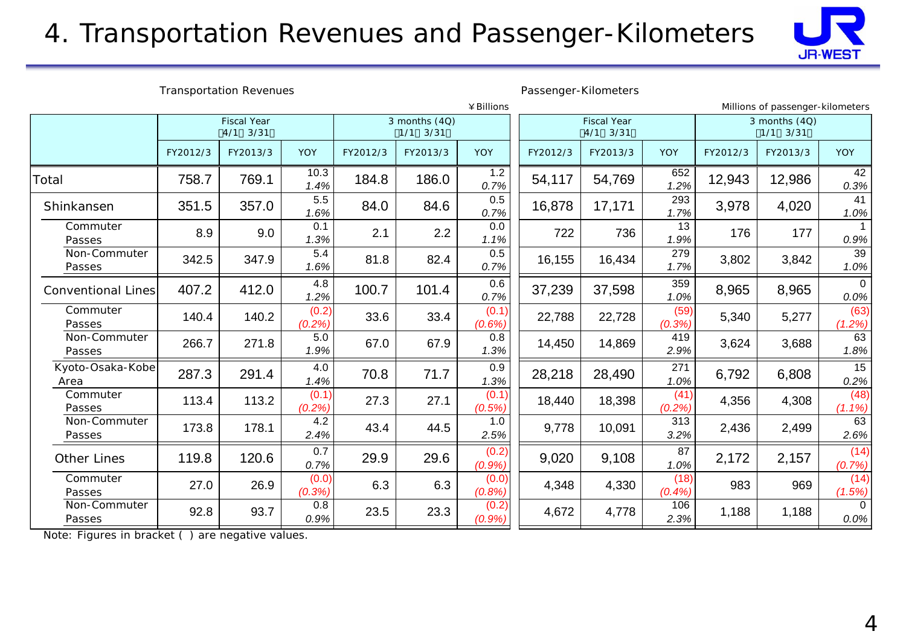# 4. Transportation Revenues and Passenger-Kilometers

Transportation Revenues

¥Billions

| | Fiscal Year (4/1～3/31) | | | 3 months (4Q) (1/1～3/31) | | |
|---|---|---|---|---|---|---|
| | FY2012/3 | FY2013/3 | YOY | FY2012/3 | FY2013/3 | YOY |
| Total | 758.7 | 769.1 | 10.3 *1.4%* | 184.8 | 186.0 | 1.2 *0.7%* |
| Shinkansen | 351.5 | 357.0 | 5.5 *1.6%* | 84.0 | 84.6 | 0.5 *0.7%* |
| Commuter Passes | 8.9 | 9.0 | 0.1 *1.3%* | 2.1 | 2.2 | 0.0 *1.1%* |
| Non-Commuter Passes | 342.5 | 347.9 | 5.4 *1.6%* | 81.8 | 82.4 | 0.5 *0.7%* |
| Conventional Lines | 407.2 | 412.0 | 4.8 *1.2%* | 100.7 | 101.4 | 0.6 *0.7%* |
| Commuter Passes | 140.4 | 140.2 | (0.2) *(0.2%)* | 33.6 | 33.4 | (0.1) *(0.6%)* |
| Non-Commuter Passes | 266.7 | 271.8 | 5.0 *1.9%* | 67.0 | 67.9 | 0.8 *1.3%* |
| Kyoto-Osaka-Kobe Area | 287.3 | 291.4 | 4.0 *1.4%* | 70.8 | 71.7 | 0.9 *1.3%* |
| Commuter Passes | 113.4 | 113.2 | (0.1) *(0.2%)* | 27.3 | 27.1 | (0.1) *(0.5%)* |
| Non-Commuter Passes | 173.8 | 178.1 | 4.2 *2.4%* | 43.4 | 44.5 | 1.0 *2.5%* |
| Other Lines | 119.8 | 120.6 | 0.7 *0.7%* | 29.9 | 29.6 | (0.2) *(0.9%)* |
| Commuter Passes | 27.0 | 26.9 | (0.0) *(0.3%)* | 6.3 | 6.3 | (0.0) *(0.8%)* |
| Non-Commuter Passes | 92.8 | 93.7 | 0.8 *0.9%* | 23.5 | 23.3 | (0.2) *(0.9%)* |

Passenger-Kilometers

Millions of passenger-kilometers

| | Fiscal Year (4/1～3/31) | | | 3 months (4Q) (1/1～3/31) | | |
|---|---|---|---|---|---|---|
| | FY2012/3 | FY2013/3 | YOY | FY2012/3 | FY2013/3 | YOY |
| Total | 54,117 | 54,769 | 652 *1.2%* | 12,943 | 12,986 | 42 *0.3%* |
| Shinkansen | 16,878 | 17,171 | 293 *1.7%* | 3,978 | 4,020 | 41 *1.0%* |
| Commuter Passes | 722 | 736 | 13 *1.9%* | 176 | 177 | 1 *0.9%* |
| Non-Commuter Passes | 16,155 | 16,434 | 279 *1.7%* | 3,802 | 3,842 | 39 *1.0%* |
| Conventional Lines | 37,239 | 37,598 | 359 *1.0%* | 8,965 | 8,965 | 0 *0.0%* |
| Commuter Passes | 22,788 | 22,728 | (59) *(0.3%)* | 5,340 | 5,277 | (63) *(1.2%)* |
| Non-Commuter Passes | 14,450 | 14,869 | 419 *2.9%* | 3,624 | 3,688 | 63 *1.8%* |
| Kyoto-Osaka-Kobe Area | 28,218 | 28,490 | 271 *1.0%* | 6,792 | 6,808 | 15 *0.2%* |
| Commuter Passes | 18,440 | 18,398 | (41) *(0.2%)* | 4,356 | 4,308 | (48) *(1.1%)* |
| Non-Commuter Passes | 9,778 | 10,091 | 313 *3.2%* | 2,436 | 2,499 | 63 *2.6%* |
| Other Lines | 9,020 | 9,108 | 87 *1.0%* | 2,172 | 2,157 | (14) *(0.7%)* |
| Commuter Passes | 4,348 | 4,330 | (18) *(0.4%)* | 983 | 969 | (14) *(1.5%)* |
| Non-Commuter Passes | 4,672 | 4,778 | 106 *2.3%* | 1,188 | 1,188 | 0 *0.0%* |

Note: Figures in bracket ( ) are negative values.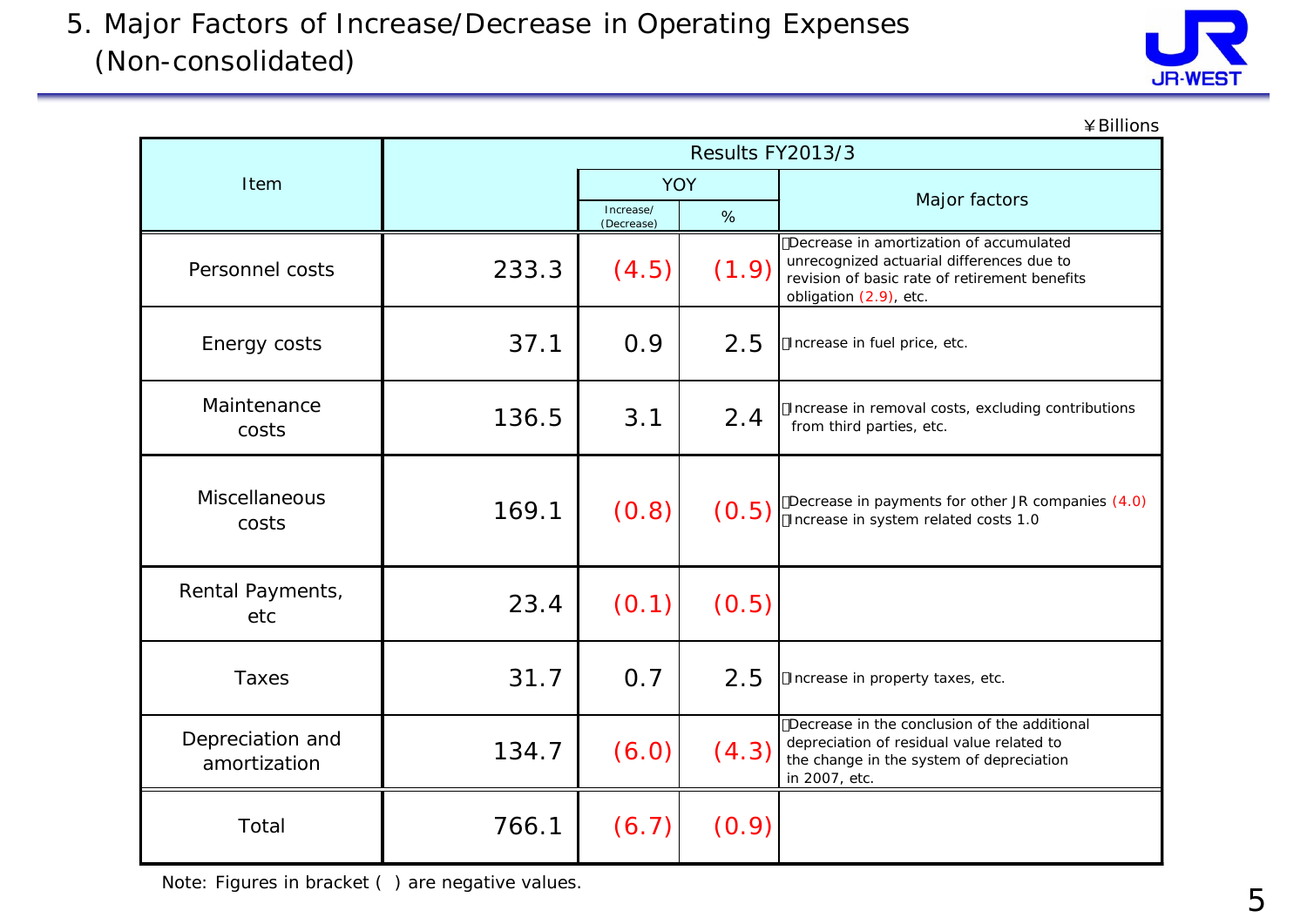# 5. Major Factors of Increase/Decrease in Operating Expenses (Non-consolidated)

¥Billions

| Item | Results FY2013/3 | YOY Increase/(Decrease) | YOY % | Major factors |
|---|---|---|---|---|
| Personnel costs | 233.3 | (4.5) | (1.9) | Decrease in amortization of accumulated unrecognized actuarial differences due to revision of basic rate of retirement benefits obligation (2.9), etc. |
| Energy costs | 37.1 | 0.9 | 2.5 | Increase in fuel price, etc. |
| Maintenance costs | 136.5 | 3.1 | 2.4 | Increase in removal costs, excluding contributions from third parties, etc. |
| Miscellaneous costs | 169.1 | (0.8) | (0.5) | Decrease in payments for other JR companies (4.0)<br>Increase in system related costs 1.0 |
| Rental Payments, etc | 23.4 | (0.1) | (0.5) | |
| Taxes | 31.7 | 0.7 | 2.5 | Increase in property taxes, etc. |
| Depreciation and amortization | 134.7 | (6.0) | (4.3) | Decrease in the conclusion of the additional depreciation of residual value related to the change in the system of depreciation in 2007, etc. |
| Total | 766.1 | (6.7) | (0.9) | |

Note: Figures in bracket ( ) are negative values.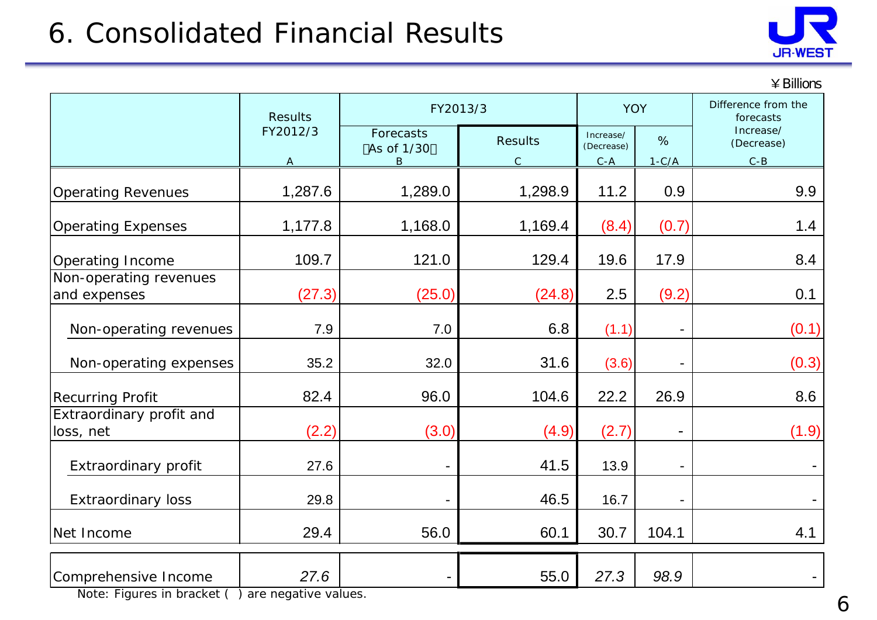# 6. Consolidated Financial Results

¥Billions

| | Results FY2012/3 | FY2013/3 | | YOY | | Difference from the forecasts |
|---|---|---|---|---|---|---|
| | | Forecasts (As of 1/30) | Results | Increase/ (Decrease) | % | Increase/ (Decrease) |
| | A | B | C | C-A | 1-C/A | C-B |
| Operating Revenues | 1,287.6 | 1,289.0 | 1,298.9 | 11.2 | 0.9 | 9.9 |
| Operating Expenses | 1,177.8 | 1,168.0 | 1,169.4 | (8.4) | (0.7) | 1.4 |
| Operating Income | 109.7 | 121.0 | 129.4 | 19.6 | 17.9 | 8.4 |
| Non-operating revenues and expenses | (27.3) | (25.0) | (24.8) | 2.5 | (9.2) | 0.1 |
| Non-operating revenues | 7.9 | 7.0 | 6.8 | (1.1) | - | (0.1) |
| Non-operating expenses | 35.2 | 32.0 | 31.6 | (3.6) | - | (0.3) |
| Recurring Profit | 82.4 | 96.0 | 104.6 | 22.2 | 26.9 | 8.6 |
| Extraordinary profit and loss, net | (2.2) | (3.0) | (4.9) | (2.7) | - | (1.9) |
| Extraordinary profit | 27.6 | - | 41.5 | 13.9 | - | - |
| Extraordinary loss | 29.8 | - | 46.5 | 16.7 | - | - |
| Net Income | 29.4 | 56.0 | 60.1 | 30.7 | 104.1 | 4.1 |
| Comprehensive Income | *27.6* | - | 55.0 | *27.3* | *98.9* | - |

Note: Figures in bracket ( ) are negative values.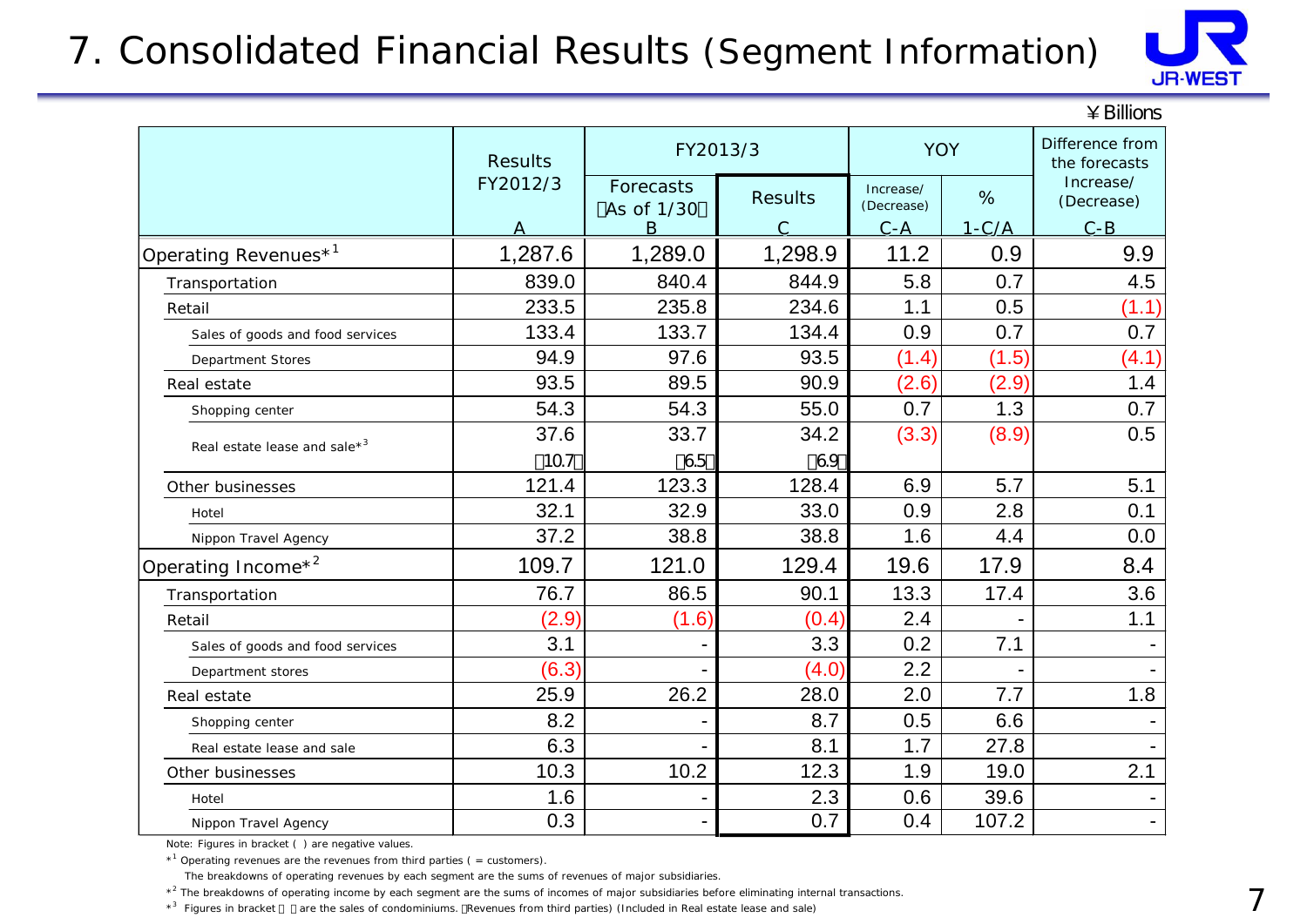# 7. Consolidated Financial Results (Segment Information)

¥Billions

| | Results FY2012/3 A | FY2013/3 Forecasts (As of 1/30) B | FY2013/3 Results C | YOY Increase/ (Decrease) C-A | YOY % 1-C/A | Difference from the forecasts Increase/ (Decrease) C-B |
|---|---|---|---|---|---|---|
| Operating Revenues*[1] | 1,287.6 | 1,289.0 | 1,298.9 | 11.2 | 0.9 | 9.9 |
| Transportation | 839.0 | 840.4 | 844.9 | 5.8 | 0.7 | 4.5 |
| Retail | 233.5 | 235.8 | 234.6 | 1.1 | 0.5 | (1.1) |
| Sales of goods and food services | 133.4 | 133.7 | 134.4 | 0.9 | 0.7 | 0.7 |
| Department Stores | 94.9 | 97.6 | 93.5 | (1.4) | (1.5) | (4.1) |
| Real estate | 93.5 | 89.5 | 90.9 | (2.6) | (2.9) | 1.4 |
| Shopping center | 54.3 | 54.3 | 55.0 | 0.7 | 1.3 | 0.7 |
| Real estate lease and sale*[3] | 37.6 〔10.7〕 | 33.7 〔6.5〕 | 34.2 〔6.9〕 | (3.3) | (8.9) | 0.5 |
| Other businesses | 121.4 | 123.3 | 128.4 | 6.9 | 5.7 | 5.1 |
| Hotel | 32.1 | 32.9 | 33.0 | 0.9 | 2.8 | 0.1 |
| Nippon Travel Agency | 37.2 | 38.8 | 38.8 | 1.6 | 4.4 | 0.0 |
| Operating Income*[2] | 109.7 | 121.0 | 129.4 | 19.6 | 17.9 | 8.4 |
| Transportation | 76.7 | 86.5 | 90.1 | 13.3 | 17.4 | 3.6 |
| Retail | (2.9) | (1.6) | (0.4) | 2.4 | - | 1.1 |
| Sales of goods and food services | 3.1 | - | 3.3 | 0.2 | 7.1 | - |
| Department stores | (6.3) | - | (4.0) | 2.2 | - | - |
| Real estate | 25.9 | 26.2 | 28.0 | 2.0 | 7.7 | 1.8 |
| Shopping center | 8.2 | - | 8.7 | 0.5 | 6.6 | - |
| Real estate lease and sale | 6.3 | - | 8.1 | 1.7 | 27.8 | - |
| Other businesses | 10.3 | 10.2 | 12.3 | 1.9 | 19.0 | 2.1 |
| Hotel | 1.6 | - | 2.3 | 0.6 | 39.6 | - |
| Nippon Travel Agency | 0.3 | - | 0.7 | 0.4 | 107.2 | - |

Note: Figures in bracket ( ) are negative values.

*[1] Operating revenues are the revenues from third parties ( = customers).

The breakdowns of operating revenues by each segment are the sums of revenues of major subsidiaries.

*[2] The breakdowns of operating income by each segment are the sums of incomes of major subsidiaries before eliminating internal transactions.

*[3] Figures in bracket 〔 〕 are the sales of condominiums. (Revenues from third parties) (Included in Real estate lease and sale)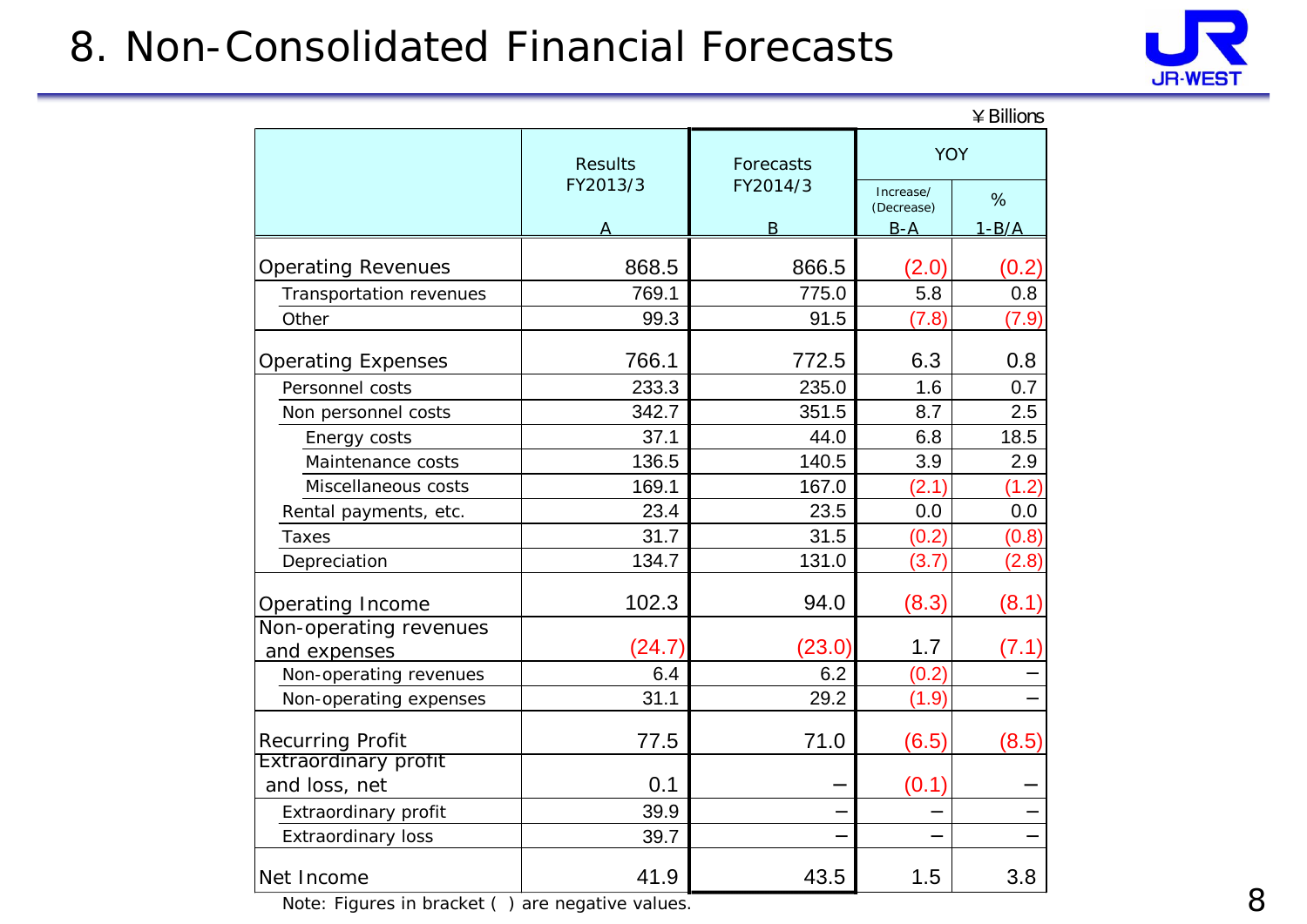# 8. Non-Consolidated Financial Forecasts

¥Billions

| | Results FY2013/3 A | Forecasts FY2014/3 B | YOY Increase/(Decrease) B-A | YOY % 1-B/A |
|---|---|---|---|---|
| Operating Revenues | 868.5 | 866.5 | (2.0) | (0.2) |
| Transportation revenues | 769.1 | 775.0 | 5.8 | 0.8 |
| Other | 99.3 | 91.5 | (7.8) | (7.9) |
| Operating Expenses | 766.1 | 772.5 | 6.3 | 0.8 |
| Personnel costs | 233.3 | 235.0 | 1.6 | 0.7 |
| Non personnel costs | 342.7 | 351.5 | 8.7 | 2.5 |
| Energy costs | 37.1 | 44.0 | 6.8 | 18.5 |
| Maintenance costs | 136.5 | 140.5 | 3.9 | 2.9 |
| Miscellaneous costs | 169.1 | 167.0 | (2.1) | (1.2) |
| Rental payments, etc. | 23.4 | 23.5 | 0.0 | 0.0 |
| Taxes | 31.7 | 31.5 | (0.2) | (0.8) |
| Depreciation | 134.7 | 131.0 | (3.7) | (2.8) |
| Operating Income | 102.3 | 94.0 | (8.3) | (8.1) |
| Non-operating revenues and expenses | (24.7) | (23.0) | 1.7 | (7.1) |
| Non-operating revenues | 6.4 | 6.2 | (0.2) | − |
| Non-operating expenses | 31.1 | 29.2 | (1.9) | − |
| Recurring Profit | 77.5 | 71.0 | (6.5) | (8.5) |
| Extraordinary profit and loss, net | 0.1 | − | (0.1) | − |
| Extraordinary profit | 39.9 | − | − | − |
| Extraordinary loss | 39.7 | − | − | − |
| Net Income | 41.9 | 43.5 | 1.5 | 3.8 |

Note: Figures in bracket ( ) are negative values.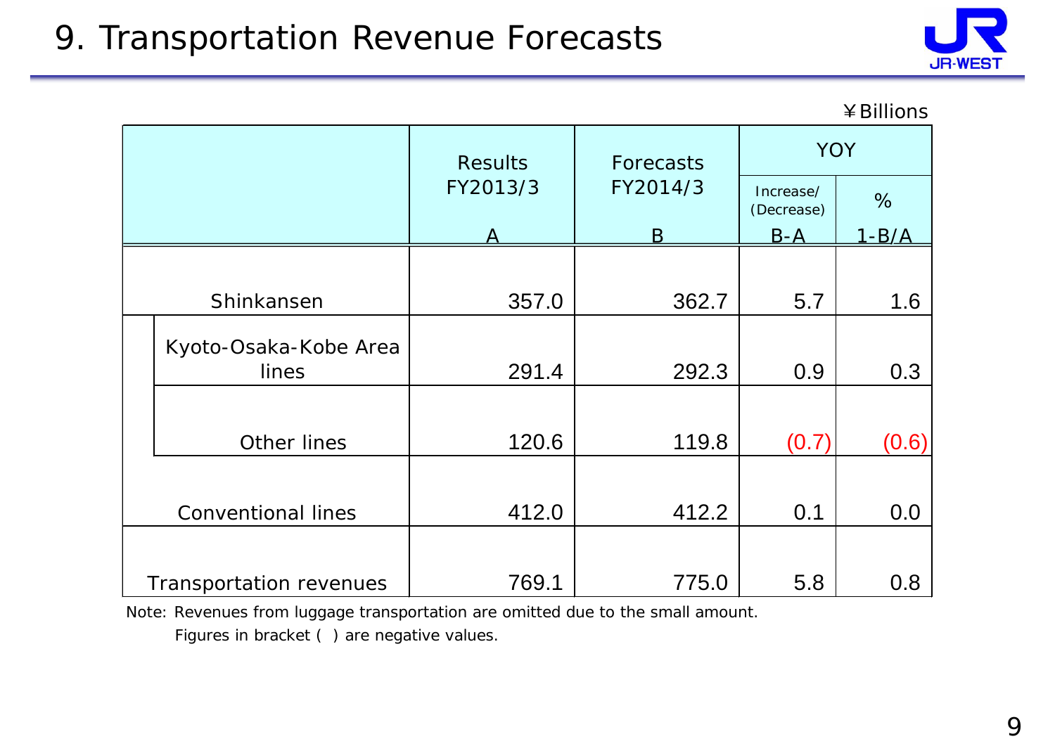# 9. Transportation Revenue Forecasts

¥Billions

| | Results FY2013/3 | Forecasts FY2014/3 | YOY | |
|---|---|---|---|---|
| | | | Increase/ (Decrease) | % |
| | A | B | B-A | 1-B/A |
| Shinkansen | 357.0 | 362.7 | 5.7 | 1.6 |
| Kyoto-Osaka-Kobe Area lines | 291.4 | 292.3 | 0.9 | 0.3 |
| Other lines | 120.6 | 119.8 | (0.7) | (0.6) |
| Conventional lines | 412.0 | 412.2 | 0.1 | 0.0 |
| Transportation revenues | 769.1 | 775.0 | 5.8 | 0.8 |

Note: Revenues from luggage transportation are omitted due to the small amount.
Figures in bracket ( ) are negative values.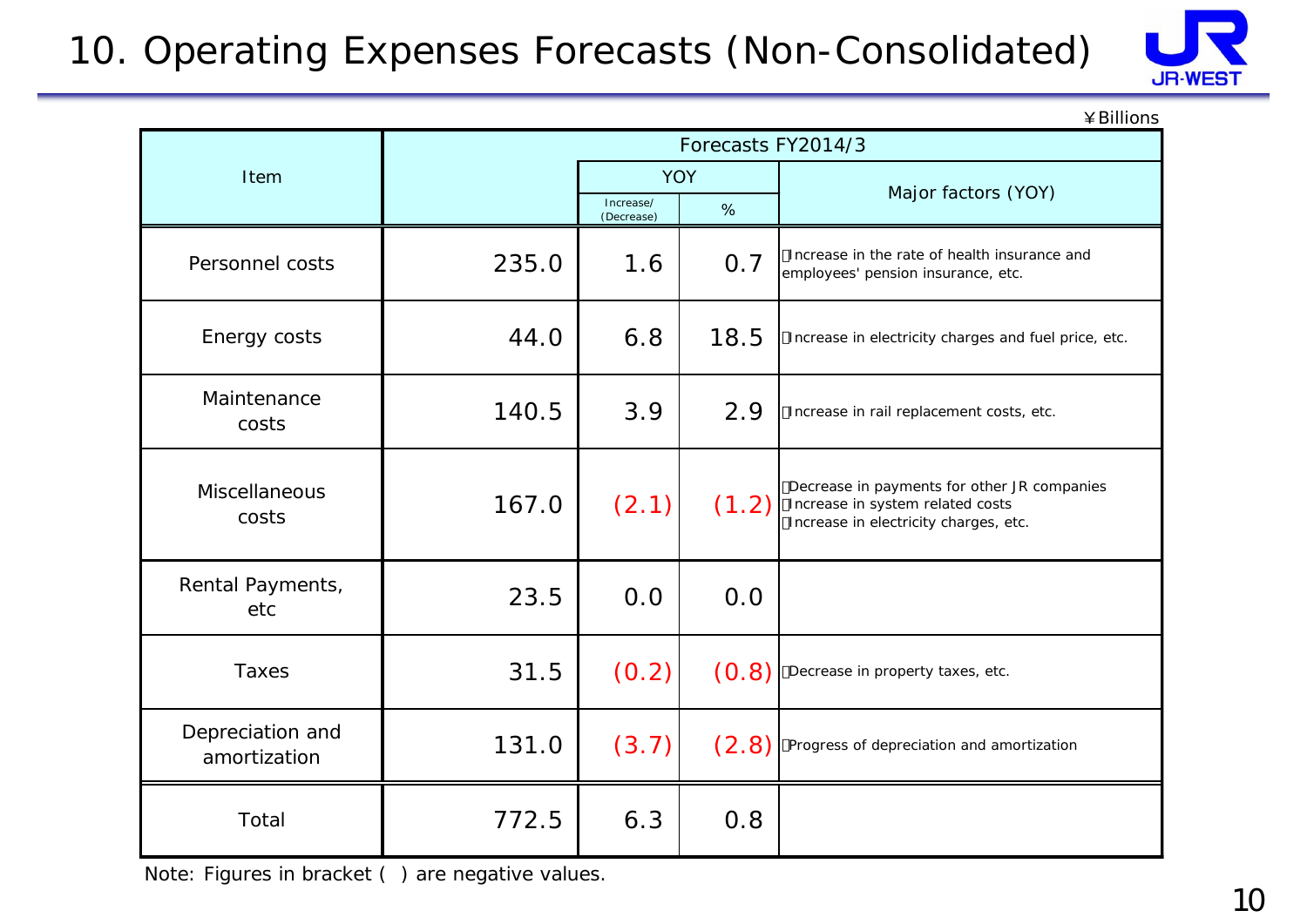# 10. Operating Expenses Forecasts (Non-Consolidated)

¥Billions

| Item | Forecasts FY2014/3 | YOY | | Major factors (YOY) |
|---|---|---|---|---|
| | | Increase/ (Decrease) | % | |
| Personnel costs | 235.0 | 1.6 | 0.7 | Increase in the rate of health insurance and employees' pension insurance, etc. |
| Energy costs | 44.0 | 6.8 | 18.5 | Increase in electricity charges and fuel price, etc. |
| Maintenance costs | 140.5 | 3.9 | 2.9 | Increase in rail replacement costs, etc. |
| Miscellaneous costs | 167.0 | (2.1) | (1.2) | Decrease in payments for other JR companies<br>Increase in system related costs<br>Increase in electricity charges, etc. |
| Rental Payments, etc | 23.5 | 0.0 | 0.0 | |
| Taxes | 31.5 | (0.2) | (0.8) | Decrease in property taxes, etc. |
| Depreciation and amortization | 131.0 | (3.7) | (2.8) | Progress of depreciation and amortization |
| Total | 772.5 | 6.3 | 0.8 | |

Note: Figures in bracket ( ) are negative values.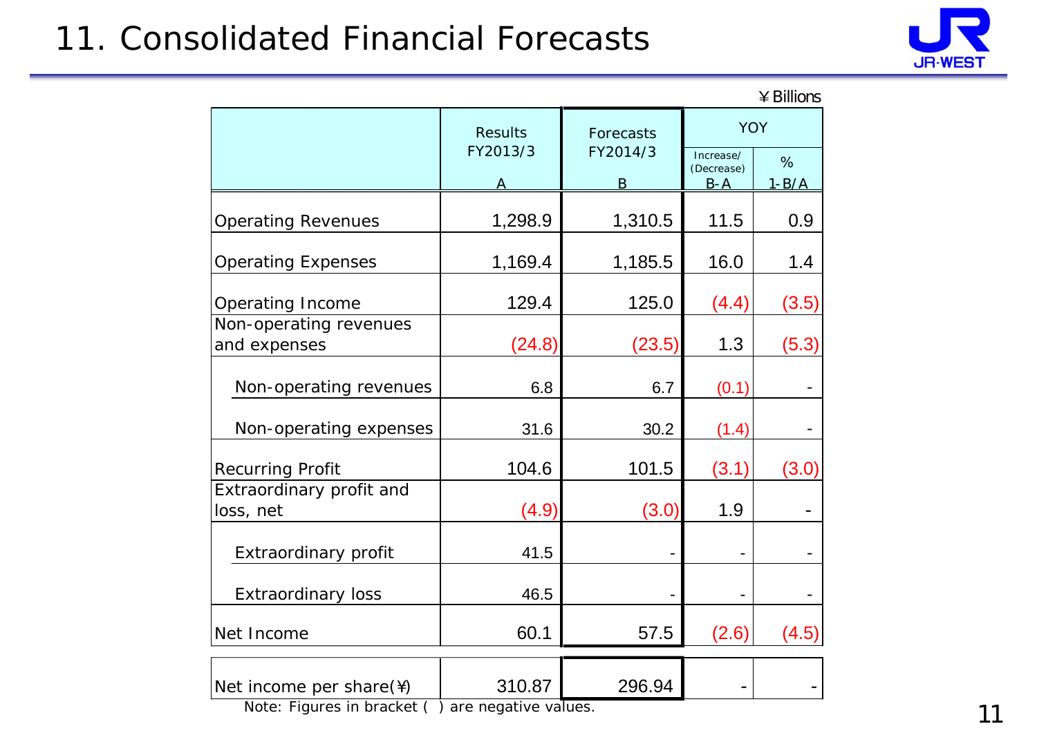# 11. Consolidated Financial Forecasts

¥Billions

| | Results FY2013/3 A | Forecasts FY2014/3 B | YOY Increase/(Decrease) B-A | YOY % 1-B/A |
|---|---|---|---|---|
| Operating Revenues | 1,298.9 | 1,310.5 | 11.5 | 0.9 |
| Operating Expenses | 1,169.4 | 1,185.5 | 16.0 | 1.4 |
| Operating Income | 129.4 | 125.0 | (4.4) | (3.5) |
| Non-operating revenues and expenses | (24.8) | (23.5) | 1.3 | (5.3) |
| Non-operating revenues | 6.8 | 6.7 | (0.1) | - |
| Non-operating expenses | 31.6 | 30.2 | (1.4) | - |
| Recurring Profit | 104.6 | 101.5 | (3.1) | (3.0) |
| Extraordinary profit and loss, net | (4.9) | (3.0) | 1.9 | - |
| Extraordinary profit | 41.5 | - | - | - |
| Extraordinary loss | 46.5 | - | - | - |
| Net Income | 60.1 | 57.5 | (2.6) | (4.5) |
| Net income per share(¥) | 310.87 | 296.94 | - | - |

Note: Figures in bracket ( ) are negative values.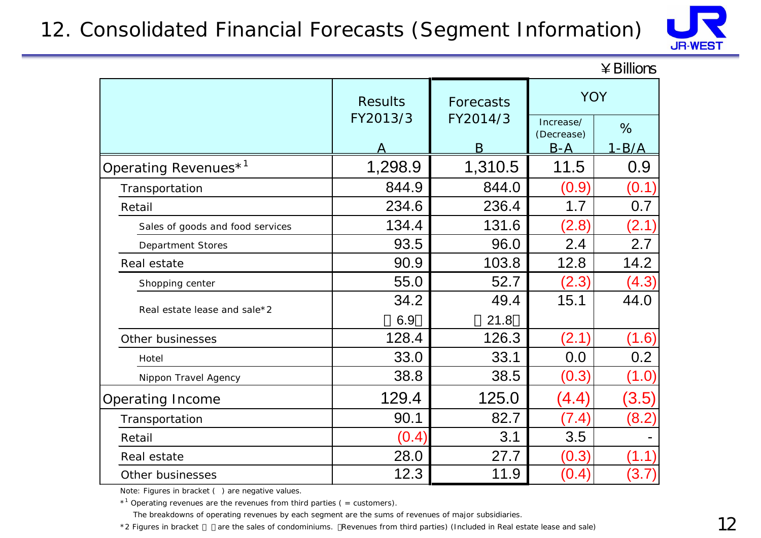# 12. Consolidated Financial Forecasts (Segment Information)

¥Billions

| | Results FY2013/3 A | Forecasts FY2014/3 B | YOY Increase/ (Decrease) B-A | YOY % 1-B/A |
|---|---|---|---|---|
| Operating Revenues*[1] | 1,298.9 | 1,310.5 | 11.5 | 0.9 |
| Transportation | 844.9 | 844.0 | (0.9) | (0.1) |
| Retail | 234.6 | 236.4 | 1.7 | 0.7 |
| Sales of goods and food services | 134.4 | 131.6 | (2.8) | (2.1) |
| Department Stores | 93.5 | 96.0 | 2.4 | 2.7 |
| Real estate | 90.9 | 103.8 | 12.8 | 14.2 |
| Shopping center | 55.0 | 52.7 | (2.3) | (4.3) |
| Real estate lease and sale*2 | 34.2 〈6.9〉 | 49.4 〈21.8〉 | 15.1 | 44.0 |
| Other businesses | 128.4 | 126.3 | (2.1) | (1.6) |
| Hotel | 33.0 | 33.1 | 0.0 | 0.2 |
| Nippon Travel Agency | 38.8 | 38.5 | (0.3) | (1.0) |
| Operating Income | 129.4 | 125.0 | (4.4) | (3.5) |
| Transportation | 90.1 | 82.7 | (7.4) | (8.2) |
| Retail | (0.4) | 3.1 | 3.5 | - |
| Real estate | 28.0 | 27.7 | (0.3) | (1.1) |
| Other businesses | 12.3 | 11.9 | (0.4) | (3.7) |

Note: Figures in bracket ( ) are negative values.

*[1] Operating revenues are the revenues from third parties ( = customers).
The breakdowns of operating revenues by each segment are the sums of revenues of major subsidiaries.

*2 Figures in bracket 〈 〉are the sales of condominiums. (Revenues from third parties) (Included in Real estate lease and sale)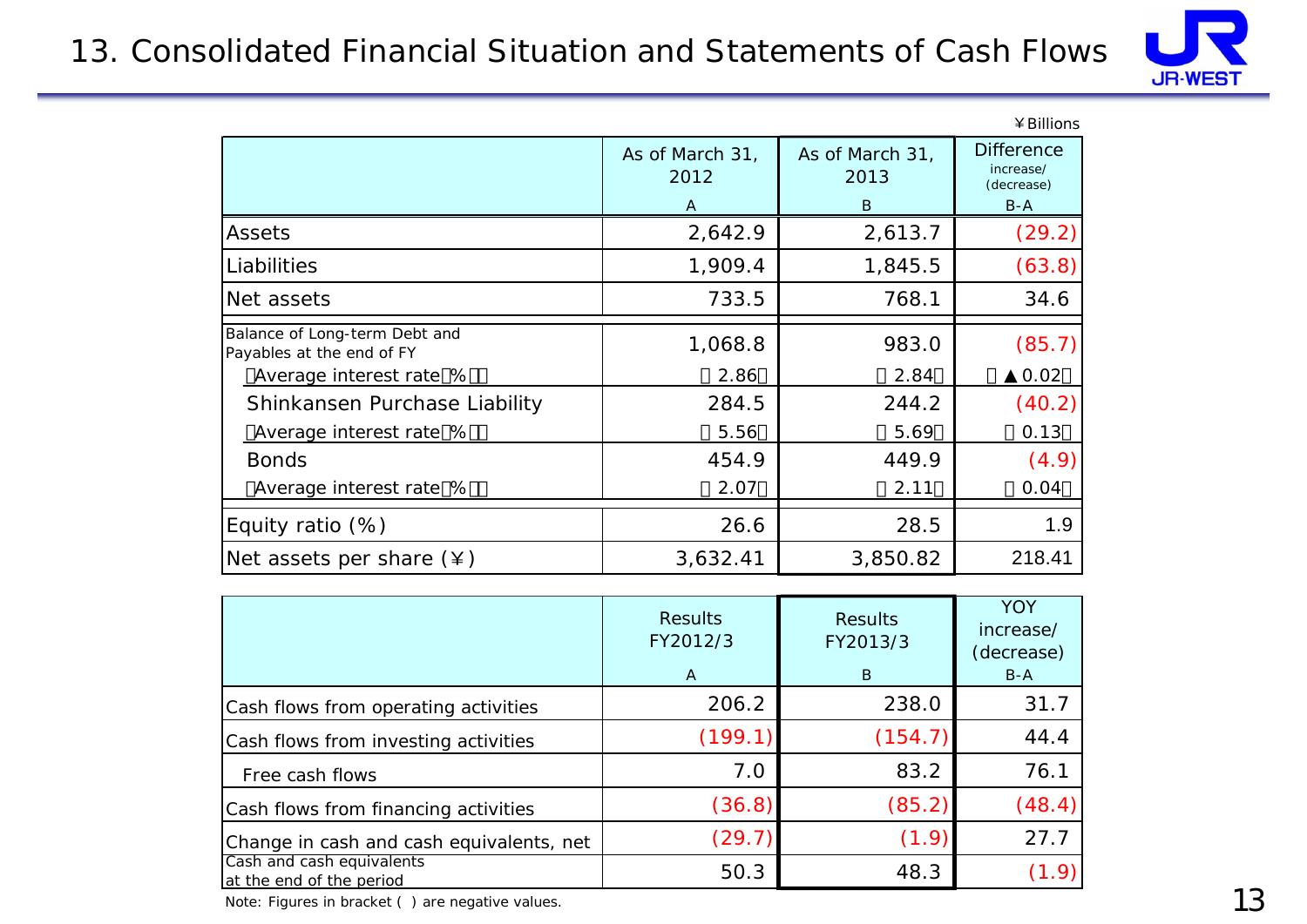# 13. Consolidated Financial Situation and Statements of Cash Flows

¥Billions

| | As of March 31, 2012<br>A | As of March 31, 2013<br>B | Difference increase/(decrease)<br>B-A |
|---|---|---|---|
| Assets | 2,642.9 | 2,613.7 | (29.2) |
| Liabilities | 1,909.4 | 1,845.5 | (63.8) |
| Net assets | 733.5 | 768.1 | 34.6 |
| Balance of Long-term Debt and Payables at the end of FY | 1,068.8 | 983.0 | (85.7) |
| (Average interest rate(%)) | (2.86) | (2.84) | (▲0.02) |
| Shinkansen Purchase Liability | 284.5 | 244.2 | (40.2) |
| (Average interest rate(%)) | (5.56) | (5.69) | (0.13) |
| Bonds | 454.9 | 449.9 | (4.9) |
| (Average interest rate(%)) | (2.07) | (2.11) | (0.04) |
| Equity ratio (%) | 26.6 | 28.5 | 1.9 |
| Net assets per share (¥) | 3,632.41 | 3,850.82 | 218.41 |

| | Results FY2012/3<br>A | Results FY2013/3<br>B | YOY increase/(decrease)<br>B-A |
|---|---|---|---|
| Cash flows from operating activities | 206.2 | 238.0 | 31.7 |
| Cash flows from investing activities | (199.1) | (154.7) | 44.4 |
| Free cash flows | 7.0 | 83.2 | 76.1 |
| Cash flows from financing activities | (36.8) | (85.2) | (48.4) |
| Change in cash and cash equivalents, net | (29.7) | (1.9) | 27.7 |
| Cash and cash equivalents at the end of the period | 50.3 | 48.3 | (1.9) |

Note: Figures in bracket ( ) are negative values.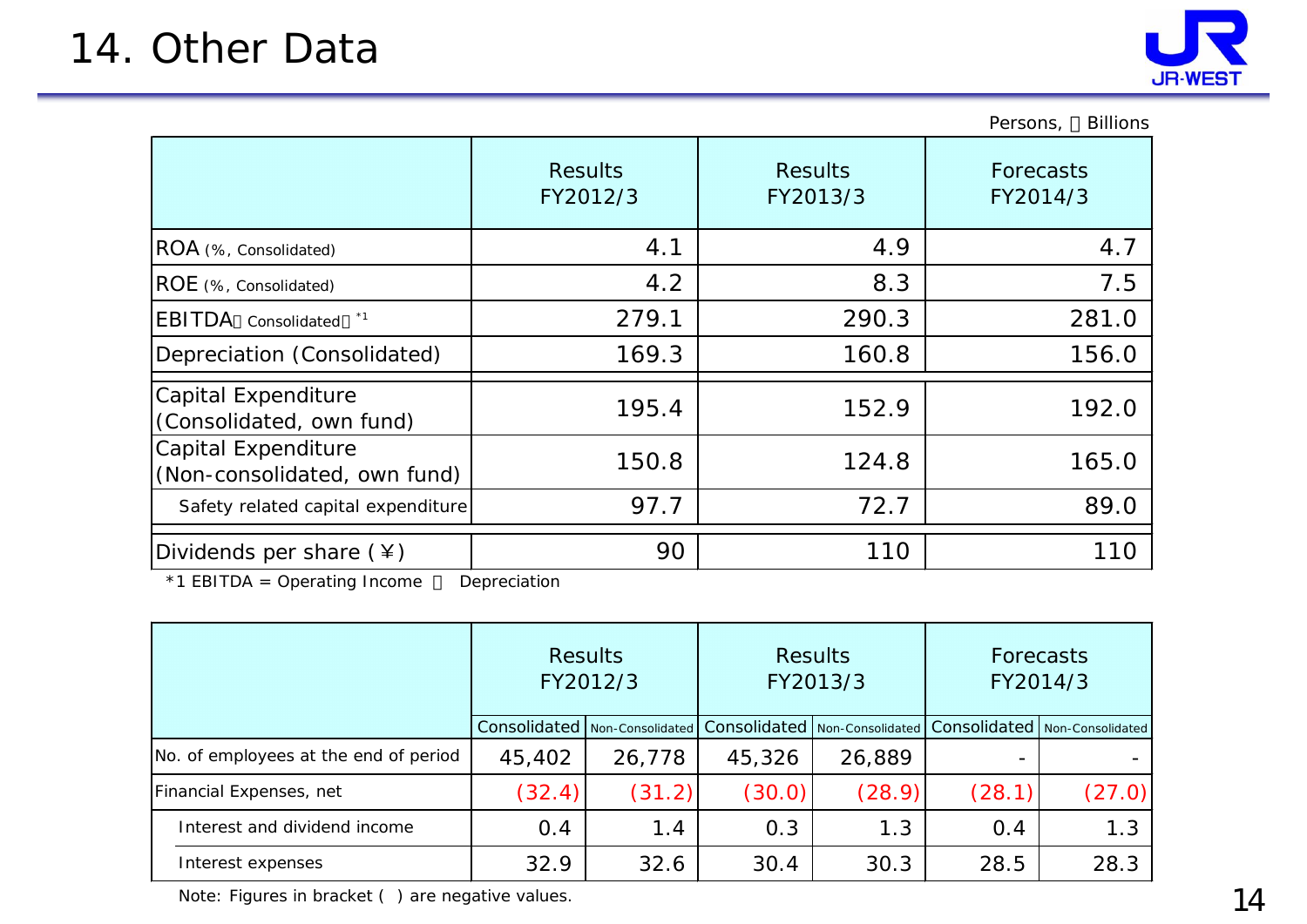# 14. Other Data

Persons, ¥ Billions

| | Results FY2012/3 | Results FY2013/3 | Forecasts FY2014/3 |
|---|---|---|---|
| ROA (%, Consolidated) | 4.1 | 4.9 | 4.7 |
| ROE (%, Consolidated) | 4.2 | 8.3 | 7.5 |
| EBITDA (Consolidated) *1 | 279.1 | 290.3 | 281.0 |
| Depreciation (Consolidated) | 169.3 | 160.8 | 156.0 |
| Capital Expenditure (Consolidated, own fund) | 195.4 | 152.9 | 192.0 |
| Capital Expenditure (Non-consolidated, own fund) | 150.8 | 124.8 | 165.0 |
| Safety related capital expenditure | 97.7 | 72.7 | 89.0 |
| Dividends per share (¥) | 90 | 110 | 110 |

*1 EBITDA = Operating Income + Depreciation

| | Results FY2012/3 | | Results FY2013/3 | | Forecasts FY2014/3 | |
|---|---|---|---|---|---|---|
| | Consolidated | Non-Consolidated | Consolidated | Non-Consolidated | Consolidated | Non-Consolidated |
| No. of employees at the end of period | 45,402 | 26,778 | 45,326 | 26,889 | - | - |
| Financial Expenses, net | (32.4) | (31.2) | (30.0) | (28.9) | (28.1) | (27.0) |
| Interest and dividend income | 0.4 | 1.4 | 0.3 | 1.3 | 0.4 | 1.3 |
| Interest expenses | 32.9 | 32.6 | 30.4 | 30.3 | 28.5 | 28.3 |

Note: Figures in bracket ( ) are negative values.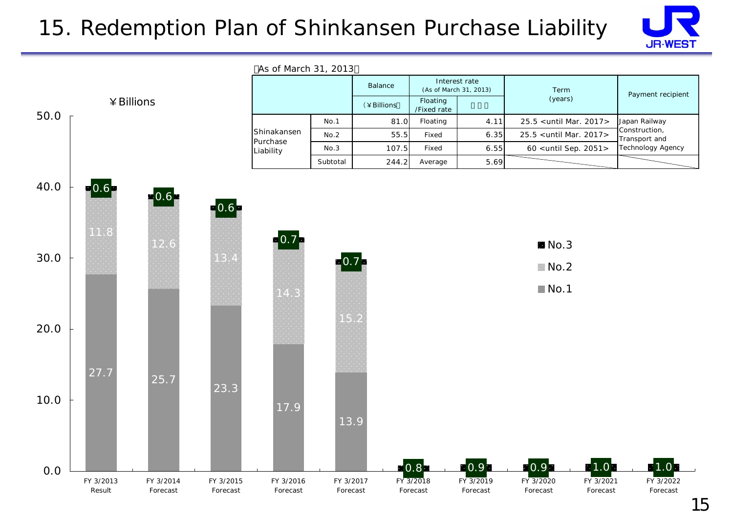# 15. Redemption Plan of Shinkansen Purchase Liability

【As of March 31, 2013】

| | | Balance | Interest rate (As of March 31, 2013) | | Term (years) | Payment recipient |
|---|---|---|---|---|---|---|
| | | (¥Billions) | Floating /Fixed rate | (%) | | |
| Shinkansen Purchase Liability | No.1 | 81.0 | Floating | 4.11 | 25.5 <until Mar. 2017> | Japan Railway Construction, Transport and Technology Agency |
| | No.2 | 55.5 | Fixed | 6.35 | 25.5 <until Mar. 2017> | |
| | No.3 | 107.5 | Fixed | 6.55 | 60 <until Sep. 2051> | |
| | Subtotal | 244.2 | Average | 5.69 | | |

¥Billions

| | No.1 | No.2 | No.3 |
|---|---|---|---|
| FY 3/2013 Result | 27.7 | 11.8 | 0.6 |
| FY 3/2014 Forecast | 25.7 | 12.6 | 0.6 |
| FY 3/2015 Forecast | 23.3 | 13.4 | 0.6 |
| FY 3/2016 Forecast | 17.9 | 14.3 | 0.7 |
| FY 3/2017 Forecast | 13.9 | 15.2 | 0.7 |
| FY 3/2018 Forecast | | | 0.8 |
| FY 3/2019 Forecast | | | 0.9 |
| FY 3/2020 Forecast | | | 0.9 |
| FY 3/2021 Forecast | | | 1.0 |
| FY 3/2022 Forecast | | | 1.0 |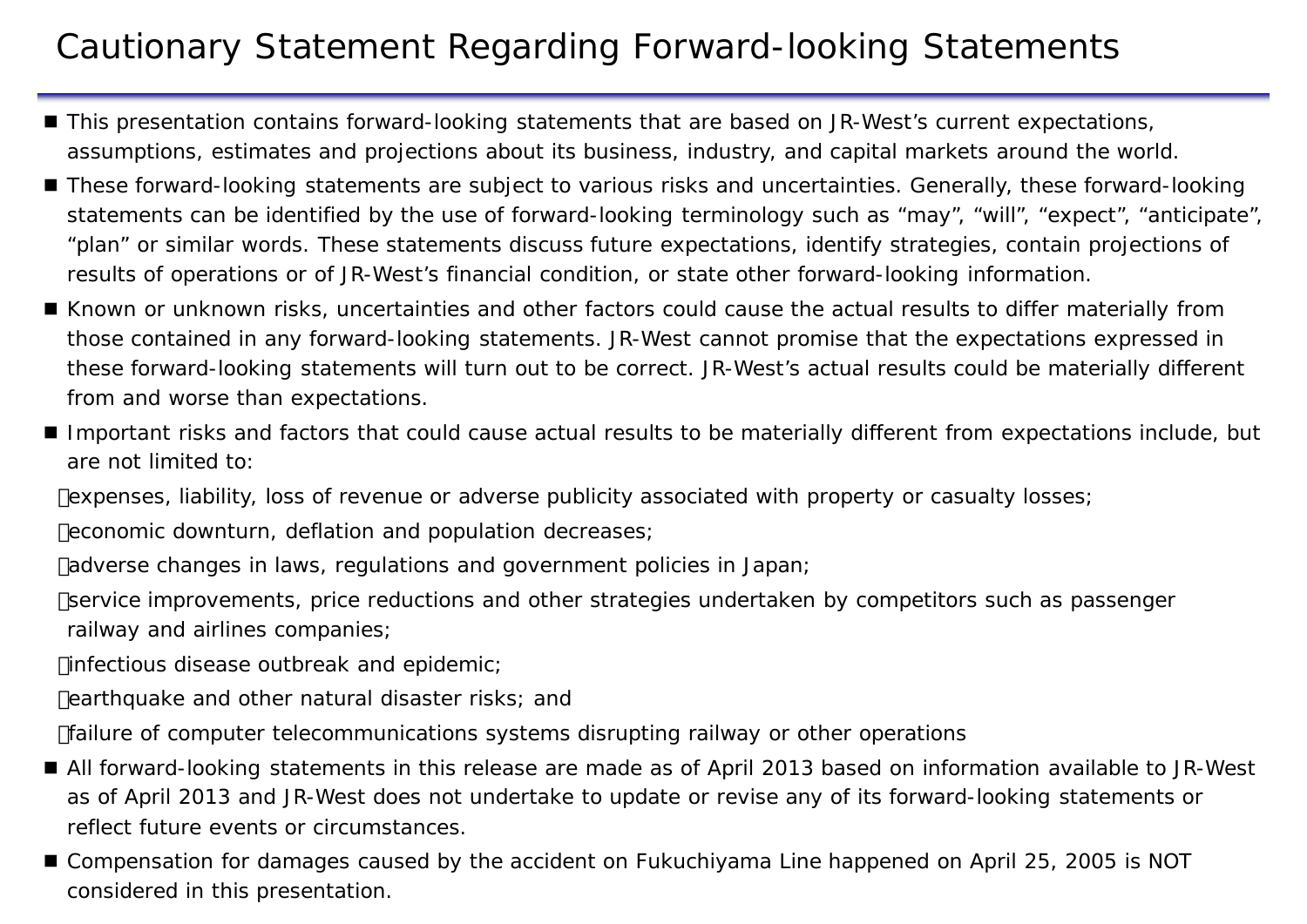# Cautionary Statement Regarding Forward-looking Statements

- This presentation contains forward-looking statements that are based on JR-West's current expectations, assumptions, estimates and projections about its business, industry, and capital markets around the world.
- These forward-looking statements are subject to various risks and uncertainties. Generally, these forward-looking statements can be identified by the use of forward-looking terminology such as "may", "will", "expect", "anticipate", "plan" or similar words. These statements discuss future expectations, identify strategies, contain projections of results of operations or of JR-West's financial condition, or state other forward-looking information.
- Known or unknown risks, uncertainties and other factors could cause the actual results to differ materially from those contained in any forward-looking statements. JR-West cannot promise that the expectations expressed in these forward-looking statements will turn out to be correct. JR-West's actual results could be materially different from and worse than expectations.
- Important risks and factors that could cause actual results to be materially different from expectations include, but are not limited to:
  - expenses, liability, loss of revenue or adverse publicity associated with property or casualty losses;
  - economic downturn, deflation and population decreases;
  - adverse changes in laws, regulations and government policies in Japan;
  - service improvements, price reductions and other strategies undertaken by competitors such as passenger railway and airlines companies;
  - infectious disease outbreak and epidemic;
  - earthquake and other natural disaster risks; and
  - failure of computer telecommunications systems disrupting railway or other operations
- All forward-looking statements in this release are made as of April 2013 based on information available to JR-West as of April 2013 and JR-West does not undertake to update or revise any of its forward-looking statements or reflect future events or circumstances.
- Compensation for damages caused by the accident on Fukuchiyama Line happened on April 25, 2005 is NOT considered in this presentation.